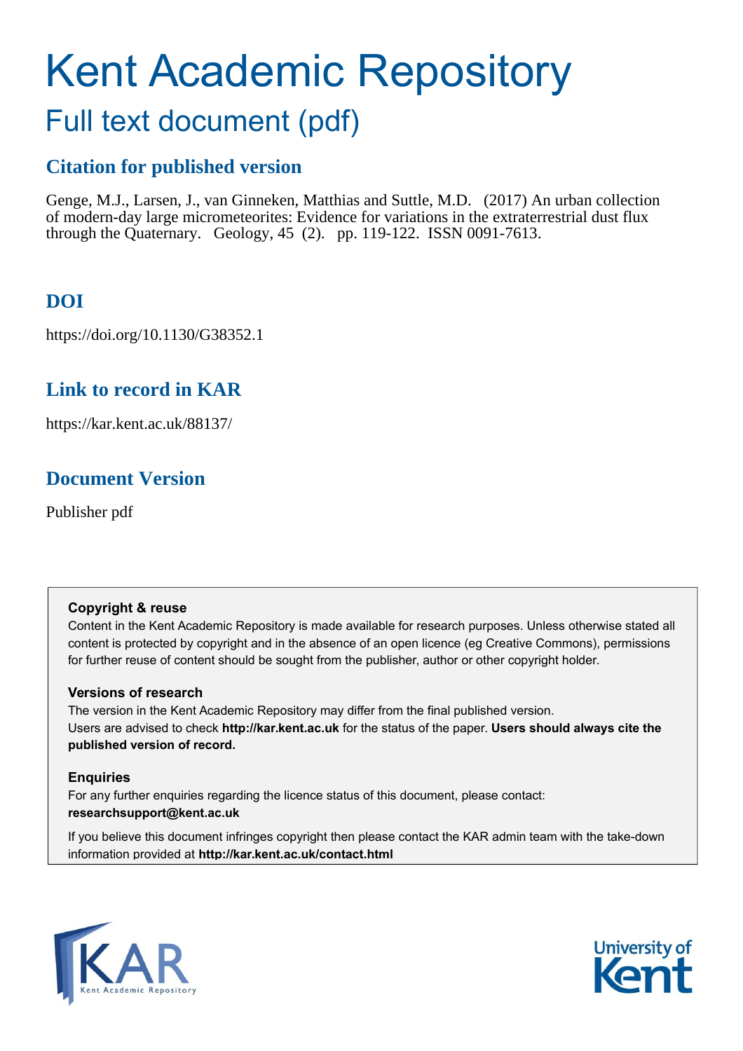# Kent Academic Repository

## Full text document (pdf)

### Citation for published version

Genge, M.J., Larsen, J., van Ginneken, Matthias and Suttle, M.D. (2017) An urban collection of modern-day large micrometeorites: Evidence for variations in the extraterrestrial dust flux through the Quaternary. Geology, 45 (2). pp. 119-122. ISSN 0091-7613.

### DOI

https://doi.org/10.1130/G38352.1

### Link to record in KAR

https://kar.kent.ac.uk/88137/

### Document Version

Publisher pdf

**Copyright & reuse**

Content in the Kent Academic Repository is made available for research purposes. Unless otherwise stated all content is protected by copyright and in the absence of an open licence (eg Creative Commons), permissions for further reuse of content should be sought from the publisher, author or other copyright holder.

**Versions of research**

The version in the Kent Academic Repository may differ from the final published version. Users are advised to check **http://kar.kent.ac.uk** for the status of the paper. **Users should always cite the published version of record.**

**Enquiries**

For any further enquiries regarding the licence status of this document, please contact: **researchsupport@kent.ac.uk**

If you believe this document infringes copyright then please contact the KAR admin team with the take-down information provided at **http://kar.kent.ac.uk/contact.html**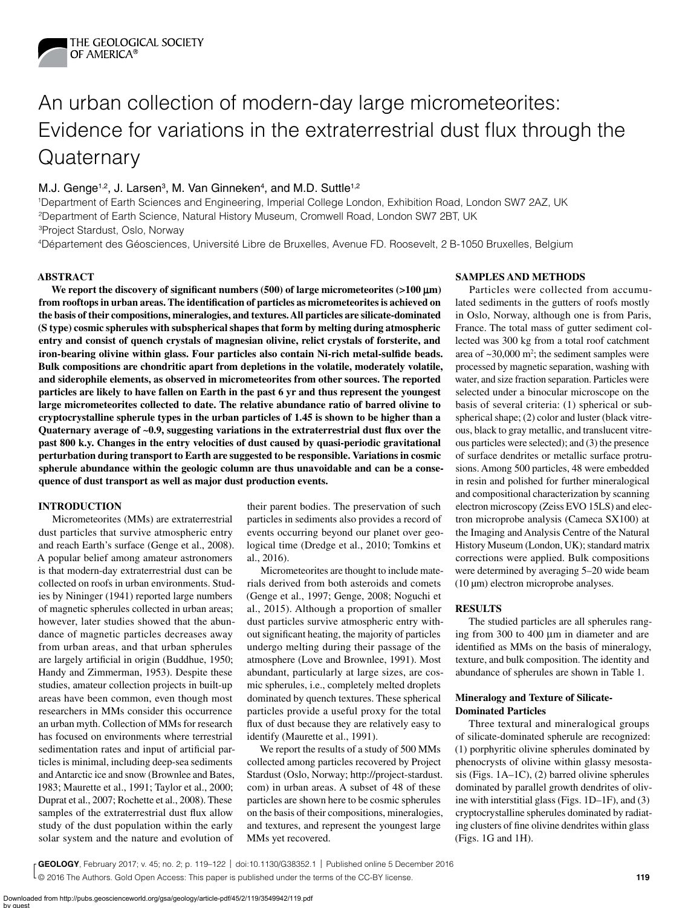# An urban collection of modern-day large micrometeorites: Evidence for variations in the extraterrestrial dust flux through the Quaternary

M.J. Genge[1,2], J. Larsen[3], M. Van Ginneken[4], and M.D. Suttle[1,2]

[1]Department of Earth Sciences and Engineering, Imperial College London, Exhibition Road, London SW7 2AZ, UK
[2]Department of Earth Science, Natural History Museum, Cromwell Road, London SW7 2BT, UK
[3]Project Stardust, Oslo, Norway
[4]Département des Géosciences, Université Libre de Bruxelles, Avenue FD. Roosevelt, 2 B-1050 Bruxelles, Belgium

## ABSTRACT

**We report the discovery of significant numbers (500) of large micrometeorites (>100 μm) from rooftops in urban areas. The identification of particles as micrometeorites is achieved on the basis of their compositions, mineralogies, and textures. All particles are silicate-dominated (S type) cosmic spherules with subspherical shapes that form by melting during atmospheric entry and consist of quench crystals of magnesian olivine, relict crystals of forsterite, and iron-bearing olivine within glass. Four particles also contain Ni-rich metal-sulfide beads. Bulk compositions are chondritic apart from depletions in the volatile, moderately volatile, and siderophile elements, as observed in micrometeorites from other sources. The reported particles are likely to have fallen on Earth in the past 6 yr and thus represent the youngest large micrometeorites collected to date. The relative abundance ratio of barred olivine to cryptocrystalline spherule types in the urban particles of 1.45 is shown to be higher than a Quaternary average of ~0.9, suggesting variations in the extraterrestrial dust flux over the past 800 k.y. Changes in the entry velocities of dust caused by quasi-periodic gravitational perturbation during transport to Earth are suggested to be responsible. Variations in cosmic spherule abundance within the geologic column are thus unavoidable and can be a consequence of dust transport as well as major dust production events.**

## INTRODUCTION

Micrometeorites (MMs) are extraterrestrial dust particles that survive atmospheric entry and reach Earth's surface (Genge et al., 2008). A popular belief among amateur astronomers is that modern-day extraterrestrial dust can be collected on roofs in urban environments. Studies by Nininger (1941) reported large numbers of magnetic spherules collected in urban areas; however, later studies showed that the abundance of magnetic particles decreases away from urban areas, and that urban spherules are largely artificial in origin (Buddhue, 1950; Handy and Zimmerman, 1953). Despite these studies, amateur collection projects in built-up areas have been common, even though most researchers in MMs consider this occurrence an urban myth. Collection of MMs for research has focused on environments where terrestrial sedimentation rates and input of artificial particles is minimal, including deep-sea sediments and Antarctic ice and snow (Brownlee and Bates, 1983; Maurette et al., 1991; Taylor et al., 2000; Duprat et al., 2007; Rochette et al., 2008). These samples of the extraterrestrial dust flux allow study of the dust population within the early solar system and the nature and evolution of their parent bodies. The preservation of such particles in sediments also provides a record of events occurring beyond our planet over geological time (Dredge et al., 2010; Tomkins et al., 2016).

Micrometeorites are thought to include materials derived from both asteroids and comets (Genge et al., 1997; Genge, 2008; Noguchi et al., 2015). Although a proportion of smaller dust particles survive atmospheric entry without significant heating, the majority of particles undergo melting during their passage of the atmosphere (Love and Brownlee, 1991). Most abundant, particularly at large sizes, are cosmic spherules, i.e., completely melted droplets dominated by quench textures. These spherical particles provide a useful proxy for the total flux of dust because they are relatively easy to identify (Maurette et al., 1991).

We report the results of a study of 500 MMs collected among particles recovered by Project Stardust (Oslo, Norway; http://project-stardust.com) in urban areas. A subset of 48 of these particles are shown here to be cosmic spherules on the basis of their compositions, mineralogies, and textures, and represent the youngest large MMs yet recovered.

## SAMPLES AND METHODS

Particles were collected from accumulated sediments in the gutters of roofs mostly in Oslo, Norway, although one is from Paris, France. The total mass of gutter sediment collected was 300 kg from a total roof catchment area of ~30,000 m$^2$; the sediment samples were processed by magnetic separation, washing with water, and size fraction separation. Particles were selected under a binocular microscope on the basis of several criteria: (1) spherical or subspherical shape; (2) color and luster (black vitreous, black to gray metallic, and translucent vitreous particles were selected); and (3) the presence of surface dendrites or metallic surface protrusions. Among 500 particles, 48 were embedded in resin and polished for further mineralogical and compositional characterization by scanning electron microscopy (Zeiss EVO 15LS) and electron microprobe analysis (Cameca SX100) at the Imaging and Analysis Centre of the Natural History Museum (London, UK); standard matrix corrections were applied. Bulk compositions were determined by averaging 5–20 wide beam (10 μm) electron microprobe analyses.

## RESULTS

The studied particles are all spherules ranging from 300 to 400 μm in diameter and are identified as MMs on the basis of mineralogy, texture, and bulk composition. The identity and abundance of spherules are shown in Table 1.

### Mineralogy and Texture of Silicate-Dominated Particles

Three textural and mineralogical groups of silicate-dominated spherule are recognized: (1) porphyritic olivine spherules dominated by phenocrysts of olivine within glassy mesostasis (Figs. 1A–1C), (2) barred olivine spherules dominated by parallel growth dendrites of olivine with interstitial glass (Figs. 1D–1F), and (3) cryptocrystalline spherules dominated by radiating clusters of fine olivine dendrites within glass (Figs. 1G and 1H).

© 2016 The Authors. Gold Open Access: This paper is published under the terms of the CC-BY license.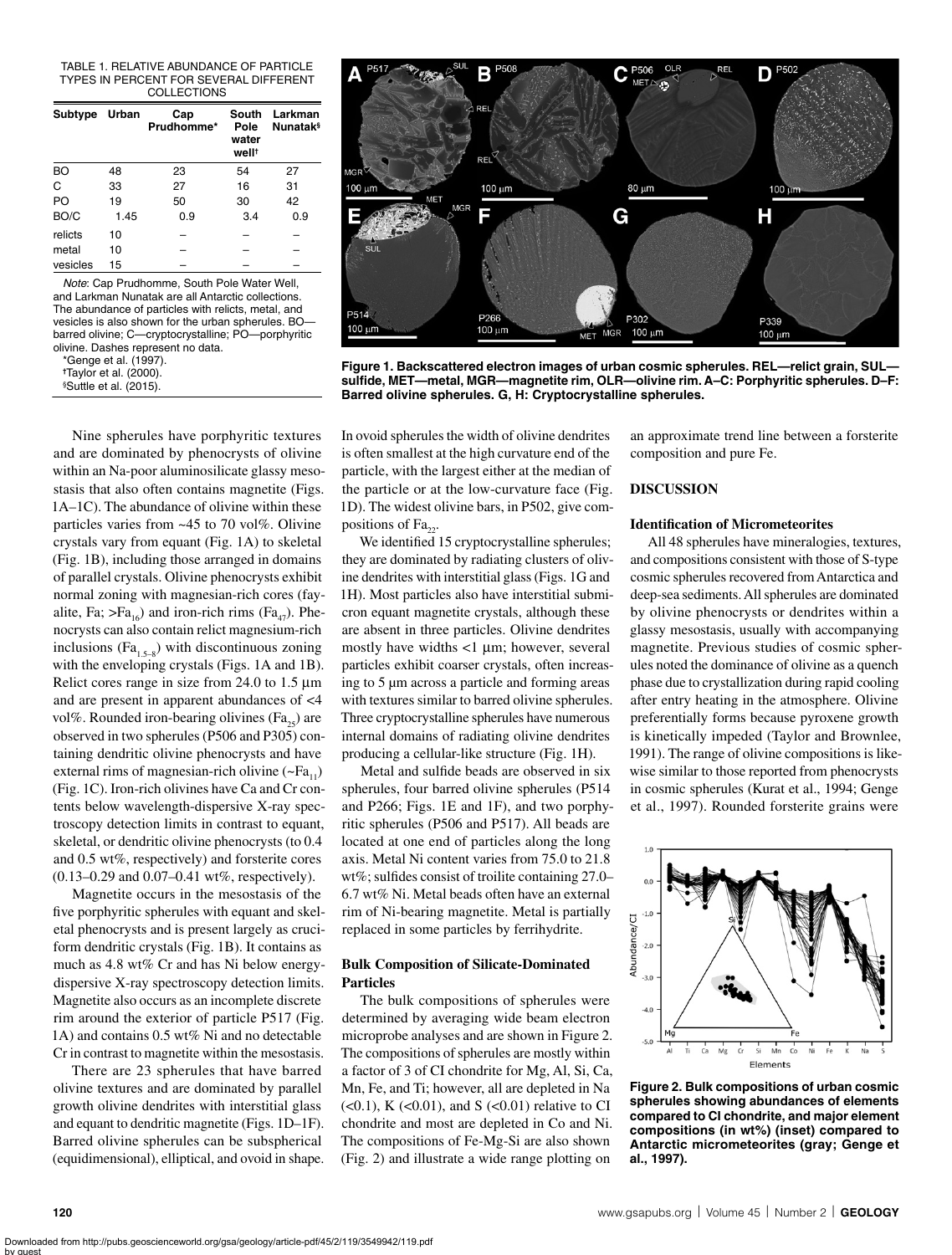TABLE 1. RELATIVE ABUNDANCE OF PARTICLE TYPES IN PERCENT FOR SEVERAL DIFFERENT COLLECTIONS

| Subtype | Urban | Cap Prudhomme* | South Pole water well† | Larkman Nunatak§ |
|---|---|---|---|---|
| BO | 48 | 23 | 54 | 27 |
| C | 33 | 27 | 16 | 31 |
| PO | 19 | 50 | 30 | 42 |
| BO/C | 1.45 | 0.9 | 3.4 | 0.9 |
| relicts | 10 | – | – | – |
| metal | 10 | – | – | – |
| vesicles | 15 | – | – | – |

*Note*: Cap Prudhomme, South Pole Water Well, and Larkman Nunatak are all Antarctic collections. The abundance of particles with relicts, metal, and vesicles is also shown for the urban spherules. BO—barred olivine; C—cryptocrystalline; PO—porphyritic olivine. Dashes represent no data.
*Genge et al. (1997).
†Taylor et al. (2000).
§Suttle et al. (2015).

**Figure 1. Backscattered electron images of urban cosmic spherules. REL—relict grain, SUL—sulfide, MET—metal, MGR—magnetite rim, OLR—olivine rim. A–C: Porphyritic spherules. D–F: Barred olivine spherules. G, H: Cryptocrystalline spherules.**

Nine spherules have porphyritic textures and are dominated by phenocrysts of olivine within an Na-poor aluminosilicate glassy mesostasis that also often contains magnetite (Figs. 1A–1C). The abundance of olivine within these particles varies from ~45 to 70 vol%. Olivine crystals vary from equant (Fig. 1A) to skeletal (Fig. 1B), including those arranged in domains of parallel crystals. Olivine phenocrysts exhibit normal zoning with magnesian-rich cores (fayalite, Fa; $>Fa_{16}$) and iron-rich rims ($Fa_{47}$). Phenocrysts can also contain relict magnesium-rich inclusions ($Fa_{1.5-8}$) with discontinuous zoning with the enveloping crystals (Figs. 1A and 1B). Relict cores range in size from 24.0 to 1.5 µm and are present in apparent abundances of <4 vol%. Rounded iron-bearing olivines ($Fa_{25}$) are observed in two spherules (P506 and P305) containing dendritic olivine phenocrysts and have external rims of magnesian-rich olivine ($\sim Fa_{11}$) (Fig. 1C). Iron-rich olivines have Ca and Cr contents below wavelength-dispersive X-ray spectroscopy detection limits in contrast to equant, skeletal, or dendritic olivine phenocrysts (to 0.4 and 0.5 wt%, respectively) and forsterite cores (0.13–0.29 and 0.07–0.41 wt%, respectively).

Magnetite occurs in the mesostasis of the five porphyritic spherules with equant and skeletal phenocrysts and is present largely as cruciform dendritic crystals (Fig. 1B). It contains as much as 4.8 wt% Cr and has Ni below energy-dispersive X-ray spectroscopy detection limits. Magnetite also occurs as an incomplete discrete rim around the exterior of particle P517 (Fig. 1A) and contains 0.5 wt% Ni and no detectable Cr in contrast to magnetite within the mesostasis.

There are 23 spherules that have barred olivine textures and are dominated by parallel growth olivine dendrites with interstitial glass and equant to dendritic magnetite (Figs. 1D–1F). Barred olivine spherules can be subspherical (equidimensional), elliptical, and ovoid in shape. In ovoid spherules the width of olivine dendrites is often smallest at the high curvature end of the particle, with the largest either at the median of the particle or at the low-curvature face (Fig. 1D). The widest olivine bars, in P502, give compositions of $Fa_{22}$.

We identified 15 cryptocrystalline spherules; they are dominated by radiating clusters of olivine dendrites with interstitial glass (Figs. 1G and 1H). Most particles also have interstitial submicron equant magnetite crystals, although these are absent in three particles. Olivine dendrites mostly have widths <1 µm; however, several particles exhibit coarser crystals, often increasing to 5 µm across a particle and forming areas with textures similar to barred olivine spherules. Three cryptocrystalline spherules have numerous internal domains of radiating olivine dendrites producing a cellular-like structure (Fig. 1H).

Metal and sulfide beads are observed in six spherules, four barred olivine spherules (P514 and P266; Figs. 1E and 1F), and two porphyritic spherules (P506 and P517). All beads are located at one end of particles along the long axis. Metal Ni content varies from 75.0 to 21.8 wt%; sulfides consist of troilite containing 27.0–6.7 wt% Ni. Metal beads often have an external rim of Ni-bearing magnetite. Metal is partially replaced in some particles by ferrihydrite.

### Bulk Composition of Silicate-Dominated Particles

The bulk compositions of spherules were determined by averaging wide beam electron microprobe analyses and are shown in Figure 2. The compositions of spherules are mostly within a factor of 3 of CI chondrite for Mg, Al, Si, Ca, Mn, Fe, and Ti; however, all are depleted in Na (<0.1), K (<0.01), and S (<0.01) relative to CI chondrite and most are depleted in Co and Ni. The compositions of Fe-Mg-Si are also shown (Fig. 2) and illustrate a wide range plotting on an approximate trend line between a forsterite composition and pure Fe.

## DISCUSSION

### Identification of Micrometeorites

All 48 spherules have mineralogies, textures, and compositions consistent with those of S-type cosmic spherules recovered from Antarctica and deep-sea sediments. All spherules are dominated by olivine phenocrysts or dendrites within a glassy mesostasis, usually with accompanying magnetite. Previous studies of cosmic spherules noted the dominance of olivine as a quench phase due to crystallization during rapid cooling after entry heating in the atmosphere. Olivine preferentially forms because pyroxene growth is kinetically impeded (Taylor and Brownlee, 1991). The range of olivine compositions is likewise similar to those reported from phenocrysts in cosmic spherules (Kurat et al., 1994; Genge et al., 1997). Rounded forsterite grains were

**Figure 2. Bulk compositions of urban cosmic spherules showing abundances of elements compared to CI chondrite, and major element compositions (in wt%) (inset) compared to Antarctic micrometeorites (gray; Genge et al., 1997).**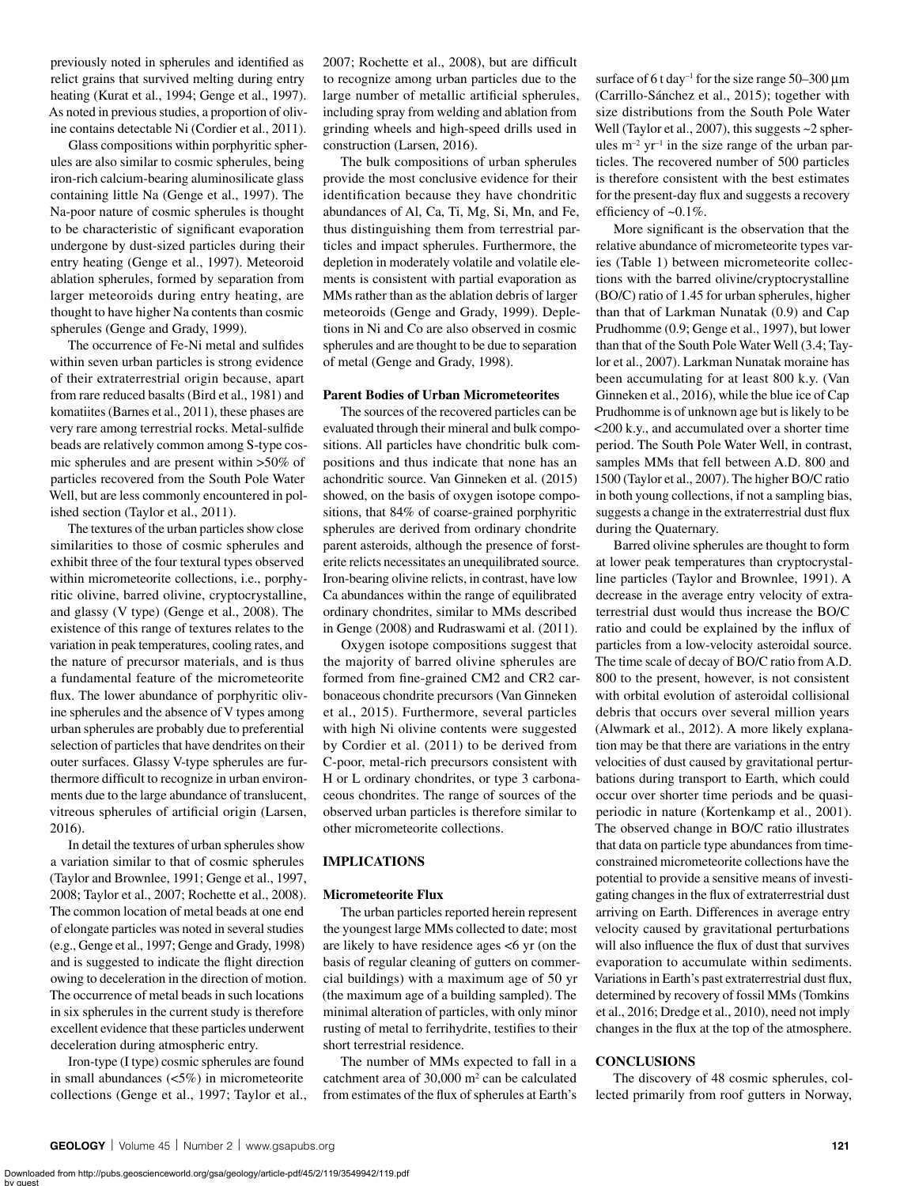previously noted in spherules and identified as relict grains that survived melting during entry heating (Kurat et al., 1994; Genge et al., 1997). As noted in previous studies, a proportion of olivine contains detectable Ni (Cordier et al., 2011).

Glass compositions within porphyritic spherules are also similar to cosmic spherules, being iron-rich calcium-bearing aluminosilicate glass containing little Na (Genge et al., 1997). The Na-poor nature of cosmic spherules is thought to be characteristic of significant evaporation undergone by dust-sized particles during their entry heating (Genge et al., 1997). Meteoroid ablation spherules, formed by separation from larger meteoroids during entry heating, are thought to have higher Na contents than cosmic spherules (Genge and Grady, 1999).

The occurrence of Fe-Ni metal and sulfides within seven urban particles is strong evidence of their extraterrestrial origin because, apart from rare reduced basalts (Bird et al., 1981) and komatiites (Barnes et al., 2011), these phases are very rare among terrestrial rocks. Metal-sulfide beads are relatively common among S-type cosmic spherules and are present within >50% of particles recovered from the South Pole Water Well, but are less commonly encountered in polished section (Taylor et al., 2011).

The textures of the urban particles show close similarities to those of cosmic spherules and exhibit three of the four textural types observed within micrometeorite collections, i.e., porphyritic olivine, barred olivine, cryptocrystalline, and glassy (V type) (Genge et al., 2008). The existence of this range of textures relates to the variation in peak temperatures, cooling rates, and the nature of precursor materials, and is thus a fundamental feature of the micrometeorite flux. The lower abundance of porphyritic olivine spherules and the absence of V types among urban spherules are probably due to preferential selection of particles that have dendrites on their outer surfaces. Glassy V-type spherules are furthermore difficult to recognize in urban environments due to the large abundance of translucent, vitreous spherules of artificial origin (Larsen, 2016).

In detail the textures of urban spherules show a variation similar to that of cosmic spherules (Taylor and Brownlee, 1991; Genge et al., 1997, 2008; Taylor et al., 2007; Rochette et al., 2008). The common location of metal beads at one end of elongate particles was noted in several studies (e.g., Genge et al., 1997; Genge and Grady, 1998) and is suggested to indicate the flight direction owing to deceleration in the direction of motion. The occurrence of metal beads in such locations in six spherules in the current study is therefore excellent evidence that these particles underwent deceleration during atmospheric entry.

Iron-type (I type) cosmic spherules are found in small abundances (<5%) in micrometeorite collections (Genge et al., 1997; Taylor et al., 2007; Rochette et al., 2008), but are difficult to recognize among urban particles due to the large number of metallic artificial spherules, including spray from welding and ablation from grinding wheels and high-speed drills used in construction (Larsen, 2016).

The bulk compositions of urban spherules provide the most conclusive evidence for their identification because they have chondritic abundances of Al, Ca, Ti, Mg, Si, Mn, and Fe, thus distinguishing them from terrestrial particles and impact spherules. Furthermore, the depletion in moderately volatile and volatile elements is consistent with partial evaporation as MMs rather than as the ablation debris of larger meteoroids (Genge and Grady, 1999). Depletions in Ni and Co are also observed in cosmic spherules and are thought to be due to separation of metal (Genge and Grady, 1998).

### Parent Bodies of Urban Micrometeorites

The sources of the recovered particles can be evaluated through their mineral and bulk compositions. All particles have chondritic bulk compositions and thus indicate that none has an achondritic source. Van Ginneken et al. (2015) showed, on the basis of oxygen isotope compositions, that 84% of coarse-grained porphyritic spherules are derived from ordinary chondrite parent asteroids, although the presence of forsterite relicts necessitates an unequilibrated source. Iron-bearing olivine relicts, in contrast, have low Ca abundances within the range of equilibrated ordinary chondrites, similar to MMs described in Genge (2008) and Rudraswami et al. (2011).

Oxygen isotope compositions suggest that the majority of barred olivine spherules are formed from fine-grained CM2 and CR2 carbonaceous chondrite precursors (Van Ginneken et al., 2015). Furthermore, several particles with high Ni olivine contents were suggested by Cordier et al. (2011) to be derived from C-poor, metal-rich precursors consistent with H or L ordinary chondrites, or type 3 carbonaceous chondrites. The range of sources of the observed urban particles is therefore similar to other micrometeorite collections.

## IMPLICATIONS

### Micrometeorite Flux

The urban particles reported herein represent the youngest large MMs collected to date; most are likely to have residence ages <6 yr (on the basis of regular cleaning of gutters on commercial buildings) with a maximum age of 50 yr (the maximum age of a building sampled). The minimal alteration of particles, with only minor rusting of metal to ferrihydrite, testifies to their short terrestrial residence.

The number of MMs expected to fall in a catchment area of 30,000 m$^2$ can be calculated from estimates of the flux of spherules at Earth's surface of 6 t day$^{-1}$ for the size range 50–300 µm (Carrillo-Sánchez et al., 2015); together with size distributions from the South Pole Water Well (Taylor et al., 2007), this suggests ~2 spherules m$^{-2}$ yr$^{-1}$ in the size range of the urban particles. The recovered number of 500 particles is therefore consistent with the best estimates for the present-day flux and suggests a recovery efficiency of ~0.1%.

More significant is the observation that the relative abundance of micrometeorite types varies (Table 1) between micrometeorite collections with the barred olivine/cryptocrystalline (BO/C) ratio of 1.45 for urban spherules, higher than that of Larkman Nunatak (0.9) and Cap Prudhomme (0.9; Genge et al., 1997), but lower than that of the South Pole Water Well (3.4; Taylor et al., 2007). Larkman Nunatak moraine has been accumulating for at least 800 k.y. (Van Ginneken et al., 2016), while the blue ice of Cap Prudhomme is of unknown age but is likely to be <200 k.y., and accumulated over a shorter time period. The South Pole Water Well, in contrast, samples MMs that fell between A.D. 800 and 1500 (Taylor et al., 2007). The higher BO/C ratio in both young collections, if not a sampling bias, suggests a change in the extraterrestrial dust flux during the Quaternary.

Barred olivine spherules are thought to form at lower peak temperatures than cryptocrystalline particles (Taylor and Brownlee, 1991). A decrease in the average entry velocity of extraterrestrial dust would thus increase the BO/C ratio and could be explained by the influx of particles from a low-velocity asteroidal source. The time scale of decay of BO/C ratio from A.D. 800 to the present, however, is not consistent with orbital evolution of asteroidal collisional debris that occurs over several million years (Alwmark et al., 2012). A more likely explanation may be that there are variations in the entry velocities of dust caused by gravitational perturbations during transport to Earth, which could occur over shorter time periods and be quasi-periodic in nature (Kortenkamp et al., 2001). The observed change in BO/C ratio illustrates that data on particle type abundances from time-constrained micrometeorite collections have the potential to provide a sensitive means of investigating changes in the flux of extraterrestrial dust arriving on Earth. Differences in average entry velocity caused by gravitational perturbations will also influence the flux of dust that survives evaporation to accumulate within sediments. Variations in Earth's past extraterrestrial dust flux, determined by recovery of fossil MMs (Tomkins et al., 2016; Dredge et al., 2010), need not imply changes in the flux at the top of the atmosphere.

## CONCLUSIONS

The discovery of 48 cosmic spherules, collected primarily from roof gutters in Norway,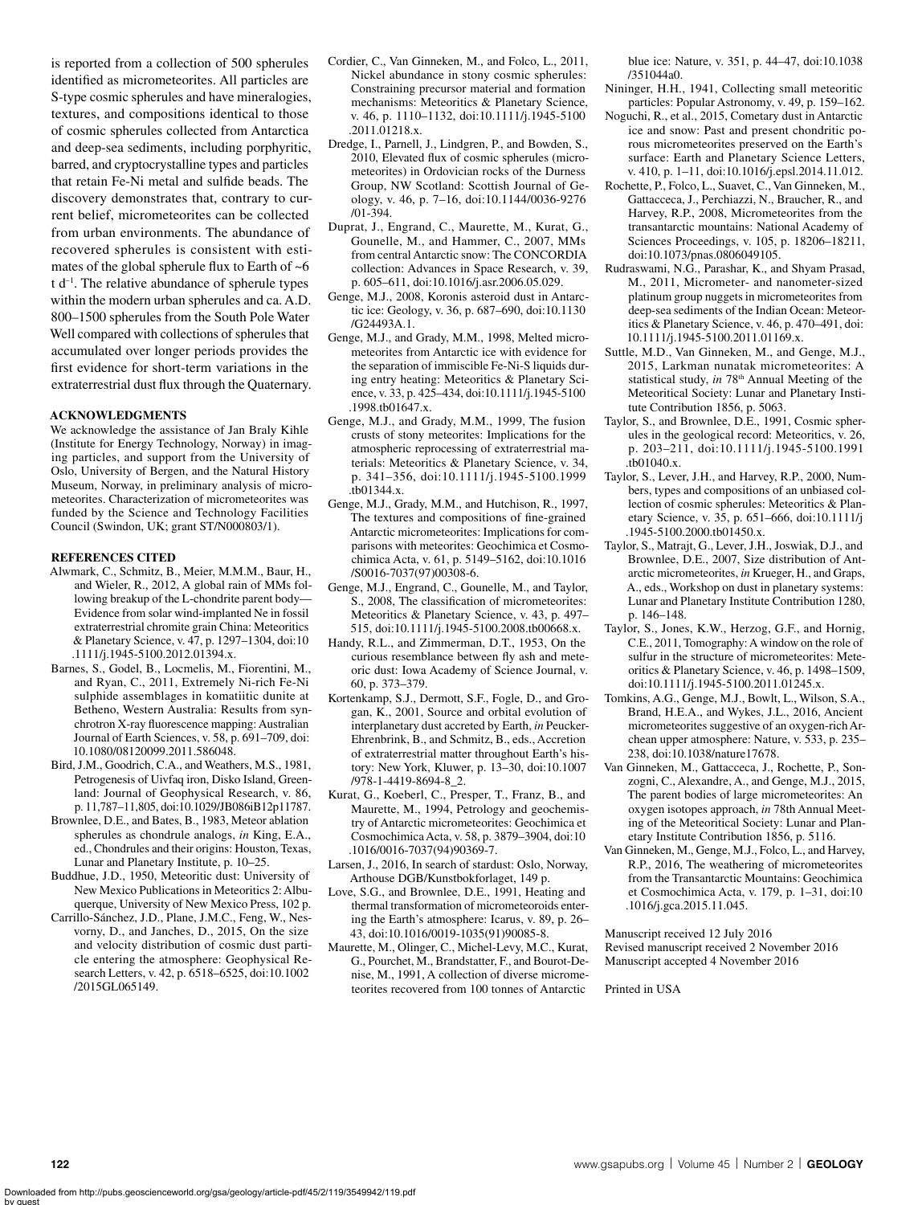is reported from a collection of 500 spherules identified as micrometeorites. All particles are S-type cosmic spherules and have mineralogies, textures, and compositions identical to those of cosmic spherules collected from Antarctica and deep-sea sediments, including porphyritic, barred, and cryptocrystalline types and particles that retain Fe-Ni metal and sulfide beads. The discovery demonstrates that, contrary to current belief, micrometeorites can be collected from urban environments. The abundance of recovered spherules is consistent with estimates of the global spherule flux to Earth of ~6 t $d^{-1}$. The relative abundance of spherule types within the modern urban spherules and ca. A.D. 800–1500 spherules from the South Pole Water Well compared with collections of spherules that accumulated over longer periods provides the first evidence for short-term variations in the extraterrestrial dust flux through the Quaternary.

## ACKNOWLEDGMENTS

We acknowledge the assistance of Jan Braly Kihle (Institute for Energy Technology, Norway) in imaging particles, and support from the University of Oslo, University of Bergen, and the Natural History Museum, Norway, in preliminary analysis of micrometeorites. Characterization of micrometeorites was funded by the Science and Technology Facilities Council (Swindon, UK; grant ST/N000803/1).

## REFERENCES CITED

Alwmark, C., Schmitz, B., Meier, M.M.M., Baur, H., and Wieler, R., 2012, A global rain of MMs following breakup of the L-chondrite parent body—Evidence from solar wind-implanted Ne in fossil extraterrestrial chromite grain China: Meteoritics & Planetary Science, v. 47, p. 1297–1304, doi:10.1111/j.1945-5100.2012.01394.x.

Barnes, S., Godel, B., Locmelis, M., Fiorentini, M., and Ryan, C., 2011, Extremely Ni-rich Fe-Ni sulphide assemblages in komatiitic dunite at Betheno, Western Australia: Results from synchrotron X-ray fluorescence mapping: Australian Journal of Earth Sciences, v. 58, p. 691–709, doi:10.1080/08120099.2011.586048.

Bird, J.M., Goodrich, C.A., and Weathers, M.S., 1981, Petrogenesis of Uivfaq iron, Disko Island, Greenland: Journal of Geophysical Research, v. 86, p. 11,787–11,805, doi:10.1029/JB086iB12p11787.

Brownlee, D.E., and Bates, B., 1983, Meteor ablation spherules as chondrule analogs, *in* King, E.A., ed., Chondrules and their origins: Houston, Texas, Lunar and Planetary Institute, p. 10–25.

Buddhue, J.D., 1950, Meteoritic dust: University of New Mexico Publications in Meteoritics 2: Albuquerque, University of New Mexico Press, 102 p.

Carrillo-Sánchez, J.D., Plane, J.M.C., Feng, W., Nesvorny, D., and Janches, D., 2015, On the size and velocity distribution of cosmic dust particle entering the atmosphere: Geophysical Research Letters, v. 42, p. 6518–6525, doi:10.1002/2015GL065149.

Cordier, C., Van Ginneken, M., and Folco, L., 2011, Nickel abundance in stony cosmic spherules: Constraining precursor material and formation mechanisms: Meteoritics & Planetary Science, v. 46, p. 1110–1132, doi:10.1111/j.1945-5100.2011.01218.x.

Dredge, I., Parnell, J., Lindgren, P., and Bowden, S., 2010, Elevated flux of cosmic spherules (micrometeorites) in Ordovician rocks of the Durness Group, NW Scotland: Scottish Journal of Geology, v. 46, p. 7–16, doi:10.1144/0036-9276/01-394.

Duprat, J., Engrand, C., Maurette, M., Kurat, G., Gounelle, M., and Hammer, C., 2007, MMs from central Antarctic snow: The CONCORDIA collection: Advances in Space Research, v. 39, p. 605–611, doi:10.1016/j.asr.2006.05.029.

Genge, M.J., 2008, Koronis asteroid dust in Antarctic ice: Geology, v. 36, p. 687–690, doi:10.1130/G24493A.1.

Genge, M.J., and Grady, M.M., 1998, Melted micrometeorites from Antarctic ice with evidence for the separation of immiscible Fe-Ni-S liquids during entry heating: Meteoritics & Planetary Science, v. 33, p. 425–434, doi:10.1111/j.1945-5100.1998.tb01647.x.

Genge, M.J., and Grady, M.M., 1999, The fusion crusts of stony meteorites: Implications for the atmospheric reprocessing of extraterrestrial materials: Meteoritics & Planetary Science, v. 34, p. 341–356, doi:10.1111/j.1945-5100.1999.tb01344.x.

Genge, M.J., Grady, M.M., and Hutchison, R., 1997, The textures and compositions of fine-grained Antarctic micrometeorites: Implications for comparisons with meteorites: Geochimica et Cosmochimica Acta, v. 61, p. 5149–5162, doi:10.1016/S0016-7037(97)00308-6.

Genge, M.J., Engrand, C., Gounelle, M., and Taylor, S., 2008, The classification of micrometeorites: Meteoritics & Planetary Science, v. 43, p. 497–515, doi:10.1111/j.1945-5100.2008.tb00668.x.

Handy, R.L., and Zimmerman, D.T., 1953, On the curious resemblance between fly ash and meteoric dust: Iowa Academy of Science Journal, v. 60, p. 373–379.

Kortenkamp, S.J., Dermott, S.F., Fogle, D., and Grogan, K., 2001, Source and orbital evolution of interplanetary dust accreted by Earth, *in* Peucker-Ehrenbrink, B., and Schmitz, B., eds., Accretion of extraterrestrial matter throughout Earth's history: New York, Kluwer, p. 13–30, doi:10.1007/978-1-4419-8694-8_2.

Kurat, G., Koeberl, C., Presper, T., Franz, B., and Maurette, M., 1994, Petrology and geochemistry of Antarctic micrometeorites: Geochimica et Cosmochimica Acta, v. 58, p. 3879–3904, doi:10.1016/0016-7037(94)90369-7.

Larsen, J., 2016, In search of stardust: Oslo, Norway, Arthouse DGB/Kunstbokforlaget, 149 p.

Love, S.G., and Brownlee, D.E., 1991, Heating and thermal transformation of micrometeoroids entering the Earth's atmosphere: Icarus, v. 89, p. 26–43, doi:10.1016/0019-1035(91)90085-8.

Maurette, M., Olinger, C., Michel-Levy, M.C., Kurat, G., Pourchet, M., Brandstatter, F., and Bourot-Denise, M., 1991, A collection of diverse micrometeorites recovered from 100 tonnes of Antarctic blue ice: Nature, v. 351, p. 44–47, doi:10.1038/351044a0.

Nininger, H.H., 1941, Collecting small meteoritic particles: Popular Astronomy, v. 49, p. 159–162.

Noguchi, R., et al., 2015, Cometary dust in Antarctic ice and snow: Past and present chondritic porous micrometeorites preserved on the Earth's surface: Earth and Planetary Science Letters, v. 410, p. 1–11, doi:10.1016/j.epsl.2014.11.012.

Rochette, P., Folco, L., Suavet, C., Van Ginneken, M., Gattacceca, J., Perchiazzi, N., Braucher, R., and Harvey, R.P., 2008, Micrometeorites from the transantarctic mountains: National Academy of Sciences Proceedings, v. 105, p. 18206–18211, doi:10.1073/pnas.0806049105.

Rudraswami, N.G., Parashar, K., and Shyam Prasad, M., 2011, Micrometer- and nanometer-sized platinum group nuggets in micrometeorites from deep-sea sediments of the Indian Ocean: Meteoritics & Planetary Science, v. 46, p. 470–491, doi:10.1111/j.1945-5100.2011.01169.x.

Suttle, M.D., Van Ginneken, M., and Genge, M.J., 2015, Larkman nunatak micrometeorites: A statistical study, *in* 78th Annual Meeting of the Meteoritical Society: Lunar and Planetary Institute Contribution 1856, p. 5063.

Taylor, S., and Brownlee, D.E., 1991, Cosmic spherules in the geological record: Meteoritics, v. 26, p. 203–211, doi:10.1111/j.1945-5100.1991.tb01040.x.

Taylor, S., Lever, J.H., and Harvey, R.P., 2000, Numbers, types and compositions of an unbiased collection of cosmic spherules: Meteoritics & Planetary Science, v. 35, p. 651–666, doi:10.1111/j.1945-5100.2000.tb01450.x.

Taylor, S., Matrajt, G., Lever, J.H., Joswiak, D.J., and Brownlee, D.E., 2007, Size distribution of Antarctic micrometeorites, *in* Krueger, H., and Graps, A., eds., Workshop on dust in planetary systems: Lunar and Planetary Institute Contribution 1280, p. 146–148.

Taylor, S., Jones, K.W., Herzog, G.F., and Hornig, C.E., 2011, Tomography: A window on the role of sulfur in the structure of micrometeorites: Meteoritics & Planetary Science, v. 46, p. 1498–1509, doi:10.1111/j.1945-5100.2011.01245.x.

Tomkins, A.G., Genge, M.J., Bowlt, L., Wilson, S.A., Brand, H.E.A., and Wykes, J.L., 2016, Ancient micrometeorites suggestive of an oxygen-rich Archean upper atmosphere: Nature, v. 533, p. 235–238, doi:10.1038/nature17678.

Van Ginneken, M., Gattacceca, J., Rochette, P., Sonzogni, C., Alexandre, A., and Genge, M.J., 2015, The parent bodies of large micrometeorites: An oxygen isotopes approach, *in* 78th Annual Meeting of the Meteoritical Society: Lunar and Planetary Institute Contribution 1856, p. 5116.

Van Ginneken, M., Genge, M.J., Folco, L., and Harvey, R.P., 2016, The weathering of micrometeorites from the Transantarctic Mountains: Geochimica et Cosmochimica Acta, v. 179, p. 1–31, doi:10.1016/j.gca.2015.11.045.

Manuscript received 12 July 2016
Revised manuscript received 2 November 2016
Manuscript accepted 4 November 2016

Printed in USA